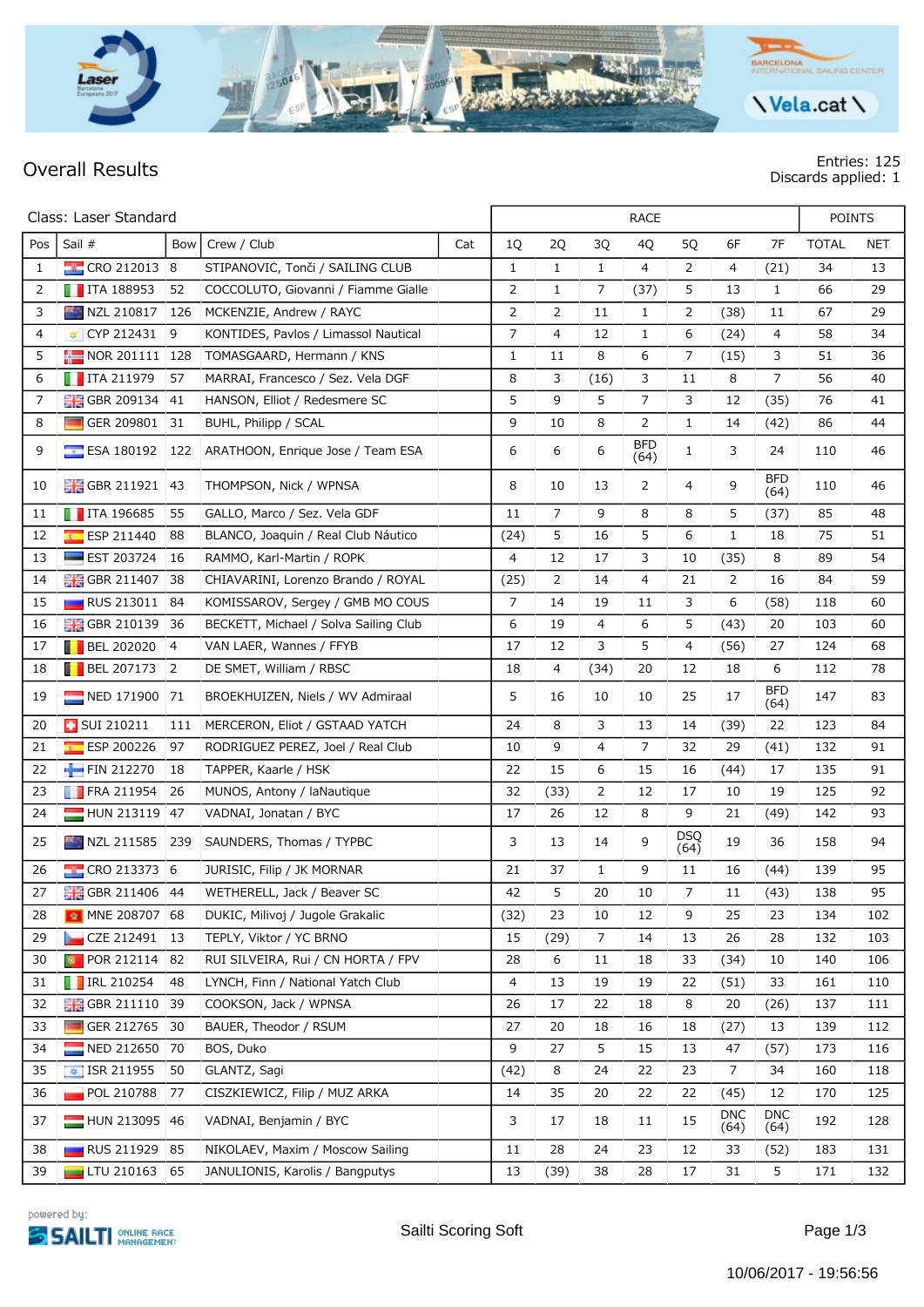# Overall Results

Entries: 125
Discards applied: 1

| Class: Laser Standard | | | | | RACE | | | | | | | POINTS | |
|---|---|---|---|---|---|---|---|---|---|---|---|---|---|
| Pos | Sail # | Bow | Crew / Club | Cat | 1Q | 2Q | 3Q | 4Q | 5Q | 6F | 7F | TOTAL | NET |
| 1 | CRO 212013 | 8 | STIPANOVIĆ, Tonči / SAILING CLUB | | 1 | 1 | 1 | 4 | 2 | 4 | (21) | 34 | 13 |
| 2 | ITA 188953 | 52 | COCCOLUTO, Giovanni / Fiamme Gialle | | 2 | 1 | 7 | (37) | 5 | 13 | 1 | 66 | 29 |
| 3 | NZL 210817 | 126 | MCKENZIE, Andrew / RAYC | | 2 | 2 | 11 | 1 | 2 | (38) | 11 | 67 | 29 |
| 4 | CYP 212431 | 9 | KONTIDES, Pavlos / Limassol Nautical | | 7 | 4 | 12 | 1 | 6 | (24) | 4 | 58 | 34 |
| 5 | NOR 201111 | 128 | TOMASGAARD, Hermann / KNS | | 1 | 11 | 8 | 6 | 7 | (15) | 3 | 51 | 36 |
| 6 | ITA 211979 | 57 | MARRAI, Francesco / Sez. Vela DGF | | 8 | 3 | (16) | 3 | 11 | 8 | 7 | 56 | 40 |
| 7 | GBR 209134 | 41 | HANSON, Elliot / Redesmere SC | | 5 | 9 | 5 | 7 | 3 | 12 | (35) | 76 | 41 |
| 8 | GER 209801 | 31 | BUHL, Philipp / SCAL | | 9 | 10 | 8 | 2 | 1 | 14 | (42) | 86 | 44 |
| 9 | ESA 180192 | 122 | ARATHOON, Enrique Jose / Team ESA | | 6 | 6 | 6 | BFD (64) | 1 | 3 | 24 | 110 | 46 |
| 10 | GBR 211921 | 43 | THOMPSON, Nick / WPNSA | | 8 | 10 | 13 | 2 | 4 | 9 | BFD (64) | 110 | 46 |
| 11 | ITA 196685 | 55 | GALLO, Marco / Sez. Vela GDF | | 11 | 7 | 9 | 8 | 8 | 5 | (37) | 85 | 48 |
| 12 | ESP 211440 | 88 | BLANCO, Joaquin / Real Club Náutico | | (24) | 5 | 16 | 5 | 6 | 1 | 18 | 75 | 51 |
| 13 | EST 203724 | 16 | RAMMO, Karl-Martin / ROPK | | 4 | 12 | 17 | 3 | 10 | (35) | 8 | 89 | 54 |
| 14 | GBR 211407 | 38 | CHIAVARINI, Lorenzo Brando / ROYAL | | (25) | 2 | 14 | 4 | 21 | 2 | 16 | 84 | 59 |
| 15 | RUS 213011 | 84 | KOMISSAROV, Sergey / GMB MO COUS | | 7 | 14 | 19 | 11 | 3 | 6 | (58) | 118 | 60 |
| 16 | GBR 210139 | 36 | BECKETT, Michael / Solva Sailing Club | | 6 | 19 | 4 | 6 | 5 | (43) | 20 | 103 | 60 |
| 17 | BEL 202020 | 4 | VAN LAER, Wannes / FFYB | | 17 | 12 | 3 | 5 | 4 | (56) | 27 | 124 | 68 |
| 18 | BEL 207173 | 2 | DE SMET, William / RBSC | | 18 | 4 | (34) | 20 | 12 | 18 | 6 | 112 | 78 |
| 19 | NED 171900 | 71 | BROEKHUIZEN, Niels / WV Admiraal | | 5 | 16 | 10 | 10 | 25 | 17 | BFD (64) | 147 | 83 |
| 20 | SUI 210211 | 111 | MERCERON, Eliot / GSTAAD YATCH | | 24 | 8 | 3 | 13 | 14 | (39) | 22 | 123 | 84 |
| 21 | ESP 200226 | 97 | RODRIGUEZ PEREZ, Joel / Real Club | | 10 | 9 | 4 | 7 | 32 | 29 | (41) | 132 | 91 |
| 22 | FIN 212270 | 18 | TAPPER, Kaarle / HSK | | 22 | 15 | 6 | 15 | 16 | (44) | 17 | 135 | 91 |
| 23 | FRA 211954 | 26 | MUNOS, Antony / laNautique | | 32 | (33) | 2 | 12 | 17 | 10 | 19 | 125 | 92 |
| 24 | HUN 213119 | 47 | VADNAI, Jonatan / BYC | | 17 | 26 | 12 | 8 | 9 | 21 | (49) | 142 | 93 |
| 25 | NZL 211585 | 239 | SAUNDERS, Thomas / TYPBC | | 3 | 13 | 14 | 9 | DSQ (64) | 19 | 36 | 158 | 94 |
| 26 | CRO 213373 | 6 | JURISIC, Filip / JK MORNAR | | 21 | 37 | 1 | 9 | 11 | 16 | (44) | 139 | 95 |
| 27 | GBR 211406 | 44 | WETHERELL, Jack / Beaver SC | | 42 | 5 | 20 | 10 | 7 | 11 | (43) | 138 | 95 |
| 28 | MNE 208707 | 68 | DUKIC, Milivoj / Jugole Grakalic | | (32) | 23 | 10 | 12 | 9 | 25 | 23 | 134 | 102 |
| 29 | CZE 212491 | 13 | TEPLY, Viktor / YC BRNO | | 15 | (29) | 7 | 14 | 13 | 26 | 28 | 132 | 103 |
| 30 | POR 212114 | 82 | RUI SILVEIRA, Rui / CN HORTA / FPV | | 28 | 6 | 11 | 18 | 33 | (34) | 10 | 140 | 106 |
| 31 | IRL 210254 | 48 | LYNCH, Finn / National Yatch Club | | 4 | 13 | 19 | 19 | 22 | (51) | 33 | 161 | 110 |
| 32 | GBR 211110 | 39 | COOKSON, Jack / WPNSA | | 26 | 17 | 22 | 18 | 8 | 20 | (26) | 137 | 111 |
| 33 | GER 212765 | 30 | BAUER, Theodor / RSUM | | 27 | 20 | 18 | 16 | 18 | (27) | 13 | 139 | 112 |
| 34 | NED 212650 | 70 | BOS, Duko | | 9 | 27 | 5 | 15 | 13 | 47 | (57) | 173 | 116 |
| 35 | ISR 211955 | 50 | GLANTZ, Sagi | | (42) | 8 | 24 | 22 | 23 | 7 | 34 | 160 | 118 |
| 36 | POL 210788 | 77 | CISZKIEWICZ, Filip / MUZ ARKA | | 14 | 35 | 20 | 22 | 22 | (45) | 12 | 170 | 125 |
| 37 | HUN 213095 | 46 | VADNAI, Benjamin / BYC | | 3 | 17 | 18 | 11 | 15 | DNC (64) | DNC (64) | 192 | 128 |
| 38 | RUS 211929 | 85 | NIKOLAEV, Maxim / Moscow Sailing | | 11 | 28 | 24 | 23 | 12 | 33 | (52) | 183 | 131 |
| 39 | LTU 210163 | 65 | JANULIONIS, Karolis / Bangputys | | 13 | (39) | 38 | 28 | 17 | 31 | 5 | 171 | 132 |

powered by: SAILTI ONLINE RACE MANAGEMENT

Sailti Scoring Soft

10/06/2017 - 19:56:56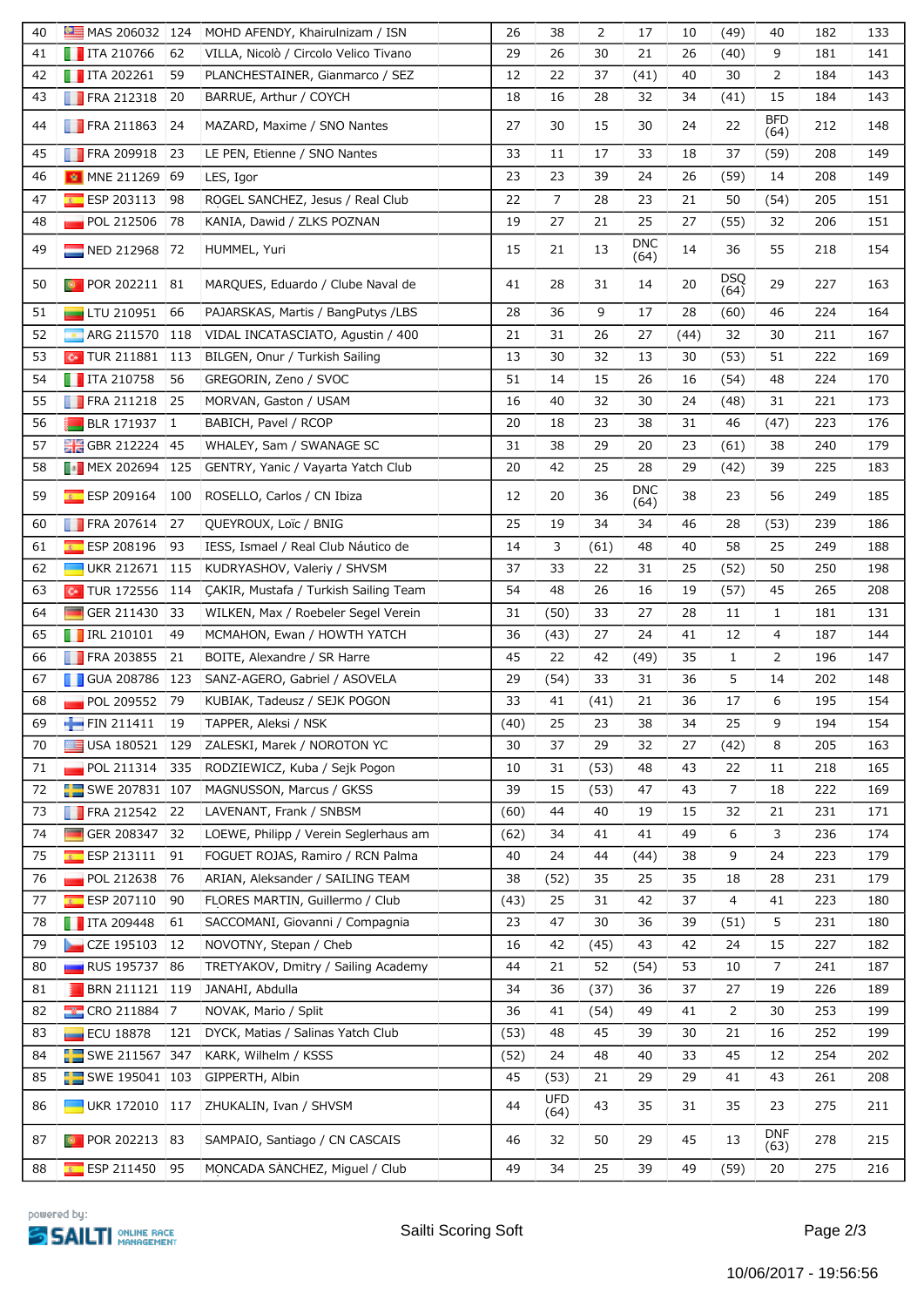| | | | | | | | | | | | | | |
|---|---|---|---|---|---|---|---|---|---|---|---|---|---|
| 40 | MAS 206032 | 124 | MOHD AFENDY, Khairulnizam / ISN | 26 | 38 | 2 | 17 | 10 | (49) | 40 | 182 | 133 |
| 41 | ITA 210766 | 62 | VILLA, Nicolò / Circolo Velico Tivano | 29 | 26 | 30 | 21 | 26 | (40) | 9 | 181 | 141 |
| 42 | ITA 202261 | 59 | PLANCHESTAINER, Gianmarco / SEZ | 12 | 22 | 37 | (41) | 40 | 30 | 2 | 184 | 143 |
| 43 | FRA 212318 | 20 | BARRUE, Arthur / COYCH | 18 | 16 | 28 | 32 | 34 | (41) | 15 | 184 | 143 |
| 44 | FRA 211863 | 24 | MAZARD, Maxime / SNO Nantes | 27 | 30 | 15 | 30 | 24 | 22 | BFD (64) | 212 | 148 |
| 45 | FRA 209918 | 23 | LE PEN, Etienne / SNO Nantes | 33 | 11 | 17 | 33 | 18 | 37 | (59) | 208 | 149 |
| 46 | MNE 211269 | 69 | LES, Igor | 23 | 23 | 39 | 24 | 26 | (59) | 14 | 208 | 149 |
| 47 | ESP 203113 | 98 | ROGEL SANCHEZ, Jesus / Real Club | 22 | 7 | 28 | 23 | 21 | 50 | (54) | 205 | 151 |
| 48 | POL 212506 | 78 | KANIA, Dawid / ZLKS POZNAN | 19 | 27 | 21 | 25 | 27 | (55) | 32 | 206 | 151 |
| 49 | NED 212968 | 72 | HUMMEL, Yuri | 15 | 21 | 13 | DNC (64) | 14 | 36 | 55 | 218 | 154 |
| 50 | POR 202211 | 81 | MARQUES, Eduardo / Clube Naval de | 41 | 28 | 31 | 14 | 20 | DSQ (64) | 29 | 227 | 163 |
| 51 | LTU 210951 | 66 | PAJARSKAS, Martis / BangPutys /LBS | 28 | 36 | 9 | 17 | 28 | (60) | 46 | 224 | 164 |
| 52 | ARG 211570 | 118 | VIDAL INCATASCIATO, Agustin / 400 | 21 | 31 | 26 | 27 | (44) | 32 | 30 | 211 | 167 |
| 53 | TUR 211881 | 113 | BILGEN, Onur / Turkish Sailing | 13 | 30 | 32 | 13 | 30 | (53) | 51 | 222 | 169 |
| 54 | ITA 210758 | 56 | GREGORIN, Zeno / SVOC | 51 | 14 | 15 | 26 | 16 | (54) | 48 | 224 | 170 |
| 55 | FRA 211218 | 25 | MORVAN, Gaston / USAM | 16 | 40 | 32 | 30 | 24 | (48) | 31 | 221 | 173 |
| 56 | BLR 171937 | 1 | BABICH, Pavel / RCOP | 20 | 18 | 23 | 38 | 31 | 46 | (47) | 223 | 176 |
| 57 | GBR 212224 | 45 | WHALEY, Sam / SWANAGE SC | 31 | 38 | 29 | 20 | 23 | (61) | 38 | 240 | 179 |
| 58 | MEX 202694 | 125 | GENTRY, Yanic / Vayarta Yatch Club | 20 | 42 | 25 | 28 | 29 | (42) | 39 | 225 | 183 |
| 59 | ESP 209164 | 100 | ROSELLO, Carlos / CN Ibiza | 12 | 20 | 36 | DNC (64) | 38 | 23 | 56 | 249 | 185 |
| 60 | FRA 207614 | 27 | QUEYROUX, Loïc / BNIG | 25 | 19 | 34 | 34 | 46 | 28 | (53) | 239 | 186 |
| 61 | ESP 208196 | 93 | IESS, Ismael / Real Club Náutico de | 14 | 3 | (61) | 48 | 40 | 58 | 25 | 249 | 188 |
| 62 | UKR 212671 | 115 | KUDRYASHOV, Valeriy / SHVSM | 37 | 33 | 22 | 31 | 25 | (52) | 50 | 250 | 198 |
| 63 | TUR 172556 | 114 | ÇAKIR, Mustafa / Turkish Sailing Team | 54 | 48 | 26 | 16 | 19 | (57) | 45 | 265 | 208 |
| 64 | GER 211430 | 33 | WILKEN, Max / Roebeler Segel Verein | 31 | (50) | 33 | 27 | 28 | 11 | 1 | 181 | 131 |
| 65 | IRL 210101 | 49 | MCMAHON, Ewan / HOWTH YATCH | 36 | (43) | 27 | 24 | 41 | 12 | 4 | 187 | 144 |
| 66 | FRA 203855 | 21 | BOITE, Alexandre / SR Harre | 45 | 22 | 42 | (49) | 35 | 1 | 2 | 196 | 147 |
| 67 | GUA 208786 | 123 | SANZ-AGERO, Gabriel / ASOVELA | 29 | (54) | 33 | 31 | 36 | 5 | 14 | 202 | 148 |
| 68 | POL 209552 | 79 | KUBIAK, Tadeusz / SEJK POGON | 33 | 41 | (41) | 21 | 36 | 17 | 6 | 195 | 154 |
| 69 | FIN 211411 | 19 | TAPPER, Aleksi / NSK | (40) | 25 | 23 | 38 | 34 | 25 | 9 | 194 | 154 |
| 70 | USA 180521 | 129 | ZALESKI, Marek / NOROTON YC | 30 | 37 | 29 | 32 | 27 | (42) | 8 | 205 | 163 |
| 71 | POL 211314 | 335 | RODZIEWICZ, Kuba / Sejk Pogon | 10 | 31 | (53) | 48 | 43 | 22 | 11 | 218 | 165 |
| 72 | SWE 207831 | 107 | MAGNUSSON, Marcus / GKSS | 39 | 15 | (53) | 47 | 43 | 7 | 18 | 222 | 169 |
| 73 | FRA 212542 | 22 | LAVENANT, Frank / SNBSM | (60) | 44 | 40 | 19 | 15 | 32 | 21 | 231 | 171 |
| 74 | GER 208347 | 32 | LOEWE, Philipp / Verein Seglerhaus am | (62) | 34 | 41 | 41 | 49 | 6 | 3 | 236 | 174 |
| 75 | ESP 213111 | 91 | FOGUET ROJAS, Ramiro / RCN Palma | 40 | 24 | 44 | (44) | 38 | 9 | 24 | 223 | 179 |
| 76 | POL 212638 | 76 | ARIAN, Aleksander / SAILING TEAM | 38 | (52) | 35 | 25 | 35 | 18 | 28 | 231 | 179 |
| 77 | ESP 207110 | 90 | FLORES MARTIN, Guillermo / Club | (43) | 25 | 31 | 42 | 37 | 4 | 41 | 223 | 180 |
| 78 | ITA 209448 | 61 | SACCOMANI, Giovanni / Compagnia | 23 | 47 | 30 | 36 | 39 | (51) | 5 | 231 | 180 |
| 79 | CZE 195103 | 12 | NOVOTNY, Stepan / Cheb | 16 | 42 | (45) | 43 | 42 | 24 | 15 | 227 | 182 |
| 80 | RUS 195737 | 86 | TRETYAKOV, Dmitry / Sailing Academy | 44 | 21 | 52 | (54) | 53 | 10 | 7 | 241 | 187 |
| 81 | BRN 211121 | 119 | JANAHI, Abdulla | 34 | 36 | (37) | 36 | 37 | 27 | 19 | 226 | 189 |
| 82 | CRO 211884 | 7 | NOVAK, Mario / Split | 36 | 41 | (54) | 49 | 41 | 2 | 30 | 253 | 199 |
| 83 | ECU 18878 | 121 | DYCK, Matias / Salinas Yatch Club | (53) | 48 | 45 | 39 | 30 | 21 | 16 | 252 | 199 |
| 84 | SWE 211567 | 347 | KARK, Wilhelm / KSSS | (52) | 24 | 48 | 40 | 33 | 45 | 12 | 254 | 202 |
| 85 | SWE 195041 | 103 | GIPPERTH, Albin | 45 | (53) | 21 | 29 | 29 | 41 | 43 | 261 | 208 |
| 86 | UKR 172010 | 117 | ZHUKALIN, Ivan / SHVSM | 44 | UFD (64) | 43 | 35 | 31 | 35 | 23 | 275 | 211 |
| 87 | POR 202213 | 83 | SAMPAIO, Santiago / CN CASCAIS | 46 | 32 | 50 | 29 | 45 | 13 | DNF (63) | 278 | 215 |
| 88 | ESP 211450 | 95 | MONCADA SANCHEZ, Miguel / Club | 49 | 34 | 25 | 39 | 49 | (59) | 20 | 275 | 216 |

powered by: SAILTI ONLINE RACE MANAGEMENT

Sailti Scoring Soft

10/06/2017 - 19:56:56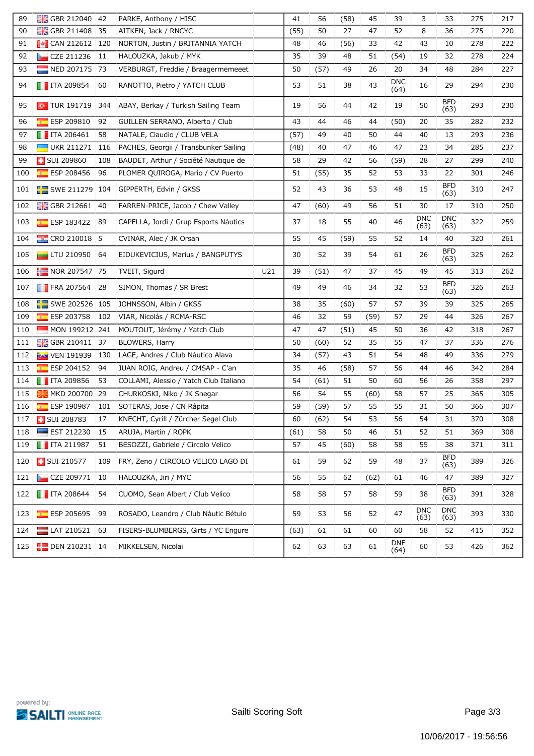| | | | | | | | | | | | | | | |
|---|---|---|---|---|---|---|---|---|---|---|---|---|---|---|
| 89 | GBR 212040 | 42 | PARKE, Anthony / HISC | | 41 | 56 | (58) | 45 | 39 | 3 | 33 | 275 | 217 |
| 90 | GBR 211408 | 35 | AITKEN, Jack / RNCYC | | (55) | 50 | 27 | 47 | 52 | 8 | 36 | 275 | 220 |
| 91 | CAN 212612 | 120 | NORTON, Justin / BRITANNIA YATCH | | 48 | 46 | (56) | 33 | 42 | 43 | 10 | 278 | 222 |
| 92 | CZE 211236 | 11 | HALOUZKA, Jakub / MYK | | 35 | 39 | 48 | 51 | (54) | 19 | 32 | 278 | 224 |
| 93 | NED 207175 | 73 | VERBURGT, Freddie / Braagermemeeet | | 50 | (57) | 49 | 26 | 20 | 34 | 48 | 284 | 227 |
| 94 | ITA 209854 | 60 | RANOTTO, Pietro / YATCH CLUB | | 53 | 51 | 38 | 43 | DNC (64) | 16 | 29 | 294 | 230 |
| 95 | TUR 191719 | 344 | ABAY, Berkay / Turkish Sailing Team | | 19 | 56 | 44 | 42 | 19 | 50 | BFD (63) | 293 | 230 |
| 96 | ESP 209810 | 92 | GUILLEN SERRANO, Alberto / Club | | 43 | 44 | 46 | 44 | (50) | 20 | 35 | 282 | 232 |
| 97 | ITA 206461 | 58 | NATALE, Claudio / CLUB VELA | | (57) | 49 | 40 | 50 | 44 | 40 | 13 | 293 | 236 |
| 98 | UKR 211271 | 116 | PACHES, Georgii / Transbunker Sailing | | (48) | 40 | 47 | 46 | 47 | 23 | 34 | 285 | 237 |
| 99 | SUI 209860 | 108 | BAUDET, Arthur / Société Nautique de | | 58 | 29 | 42 | 56 | (59) | 28 | 27 | 299 | 240 |
| 100 | ESP 208456 | 96 | PLOMER QUIROGA, Mario / CV Puerto | | 51 | (55) | 35 | 52 | 53 | 33 | 22 | 301 | 246 |
| 101 | SWE 211279 | 104 | GIPPERTH, Edvin / GKSS | | 52 | 43 | 36 | 53 | 48 | 15 | BFD (63) | 310 | 247 |
| 102 | GBR 212661 | 40 | FARREN-PRICE, Jacob / Chew Valley | | 47 | (60) | 49 | 56 | 51 | 30 | 17 | 310 | 250 |
| 103 | ESP 183422 | 89 | CAPELLA, Jordi / Grup Esports Nàutics | | 37 | 18 | 55 | 40 | 46 | DNC (63) | DNC (63) | 322 | 259 |
| 104 | CRO 210018 | 5 | CVINAR, Alec / JK Orsan | | 55 | 45 | (59) | 55 | 52 | 14 | 40 | 320 | 261 |
| 105 | LTU 210950 | 64 | EIDUKEVICIUS, Marius / BANGPUTYS | | 30 | 52 | 39 | 54 | 61 | 26 | BFD (63) | 325 | 262 |
| 106 | NOR 207547 | 75 | TVEIT, Sigurd | U21 | 39 | (51) | 47 | 37 | 45 | 49 | 45 | 313 | 262 |
| 107 | FRA 207564 | 28 | SIMON, Thomas / SR Brest | | 49 | 49 | 46 | 34 | 32 | 53 | BFD (63) | 326 | 263 |
| 108 | SWE 202526 | 105 | JOHNSSON, Albin / GKSS | | 38 | 35 | (60) | 57 | 57 | 39 | 39 | 325 | 265 |
| 109 | ESP 203758 | 102 | VIAR, Nicolás / RCMA-RSC | | 46 | 32 | 59 | (59) | 57 | 29 | 44 | 326 | 267 |
| 110 | MON 199212 | 241 | MOUTOUT, Jérémy / Yatch Club | | 47 | 47 | (51) | 45 | 50 | 36 | 42 | 318 | 267 |
| 111 | GBR 210411 | 37 | BLOWERS, Harry | | 50 | (60) | 52 | 35 | 55 | 47 | 37 | 336 | 276 |
| 112 | VEN 191939 | 130 | LAGE, Andres / Club Náutico Alava | | 34 | (57) | 43 | 51 | 54 | 48 | 49 | 336 | 279 |
| 113 | ESP 204152 | 94 | JUAN ROIG, Andreu / CMSAP - C'an | | 35 | 46 | (58) | 57 | 56 | 44 | 46 | 342 | 284 |
| 114 | ITA 209856 | 53 | COLLAMI, Alessio / Yatch Club Italiano | | 54 | (61) | 51 | 50 | 60 | 56 | 26 | 358 | 297 |
| 115 | MKD 200700 | 29 | CHURKOSKI, Niko / JK Snegar | | 56 | 54 | 55 | (60) | 58 | 57 | 25 | 365 | 305 |
| 116 | ESP 190987 | 101 | SOTERAS, Jose / CN Ràpita | | 59 | (59) | 57 | 55 | 55 | 31 | 50 | 366 | 307 |
| 117 | SUI 208783 | 17 | KNECHT, Cyrill / Zürcher Segel Club | | 60 | (62) | 54 | 53 | 56 | 54 | 31 | 370 | 308 |
| 118 | EST 212230 | 15 | ARUJA, Martin / ROPK | | (61) | 58 | 50 | 46 | 51 | 52 | 51 | 369 | 308 |
| 119 | ITA 211987 | 51 | BESOZZI, Gabriele / Circolo Velico | | 57 | 45 | (60) | 58 | 58 | 55 | 38 | 371 | 311 |
| 120 | SUI 210577 | 109 | FRY, Zeno / CIRCOLO VELICO LAGO DI | | 61 | 59 | 62 | 59 | 48 | 37 | BFD (63) | 389 | 326 |
| 121 | CZE 209771 | 10 | HALOUZKA, Jiri / MYC | | 56 | 55 | 62 | (62) | 61 | 46 | 47 | 389 | 327 |
| 122 | ITA 208644 | 54 | CUOMO, Sean Albert / Club Velico | | 58 | 58 | 57 | 58 | 59 | 38 | BFD (63) | 391 | 328 |
| 123 | ESP 205695 | 99 | ROSADO, Leandro / Club Nàutic Bétulo | | 59 | 53 | 56 | 52 | 47 | DNC (63) | DNC (63) | 393 | 330 |
| 124 | LAT 210521 | 63 | FISERS-BLUMBERGS, Girts / YC Engure | | (63) | 61 | 61 | 60 | 60 | 58 | 52 | 415 | 352 |
| 125 | DEN 210231 | 14 | MIKKELSEN, Nicolai | | 62 | 63 | 63 | 61 | DNF (64) | 60 | 53 | 426 | 362 |

powered by: SAILTI ONLINE RACE MANAGEMENT

Sailti Scoring Soft

10/06/2017 - 19:56:56